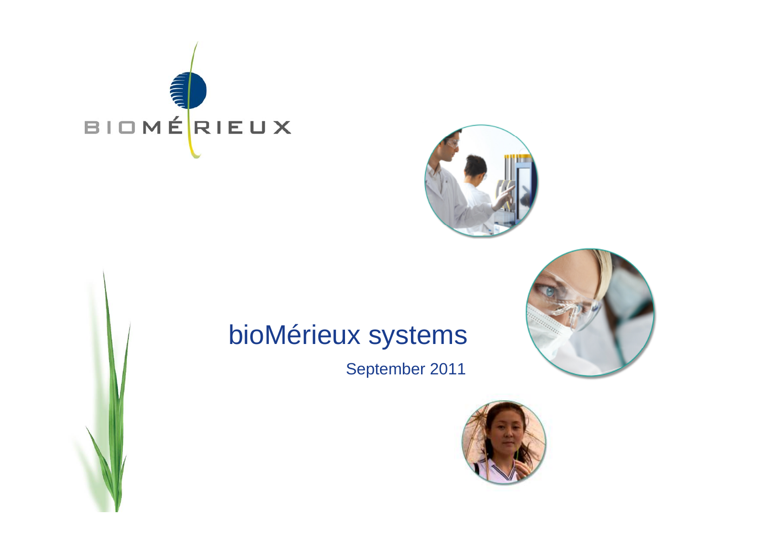BIOMÉRIEUX

# bioMérieux systems

September 2011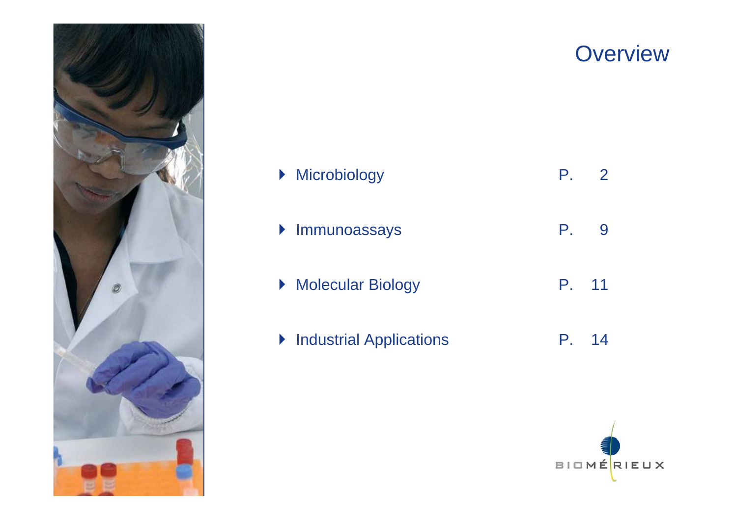# Overview

| | |
|---|---|
| Microbiology | P. 2 |
| Immunoassays | P. 9 |
| Molecular Biology | P. 11 |
| Industrial Applications | P. 14 |

BIOMÉRIEUX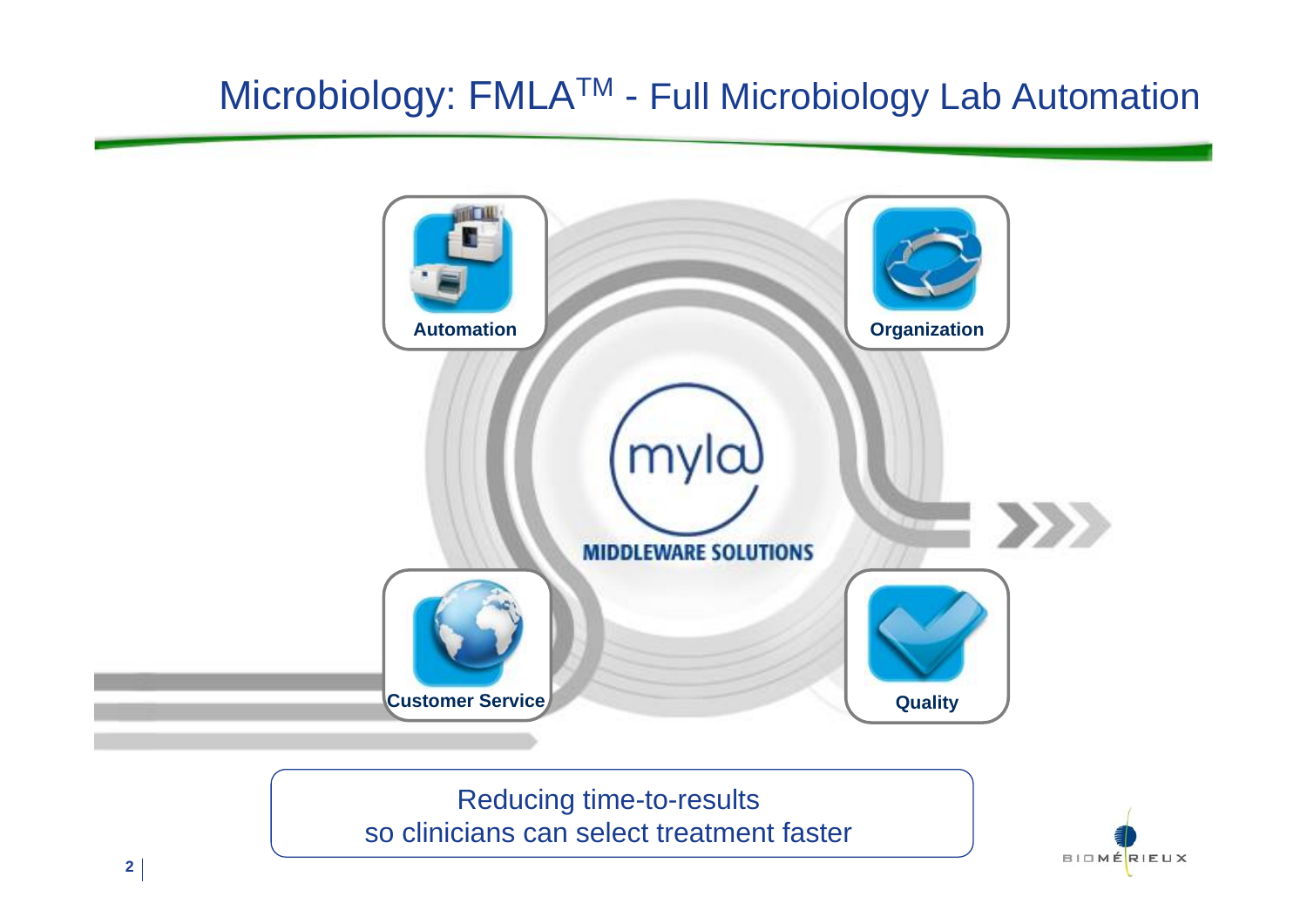# Microbiology: FMLA™ - Full Microbiology Lab Automation

Automation

Organization

myla

MIDDLEWARE SOLUTIONS

Customer Service

Quality

Reducing time-to-results
so clinicians can select treatment faster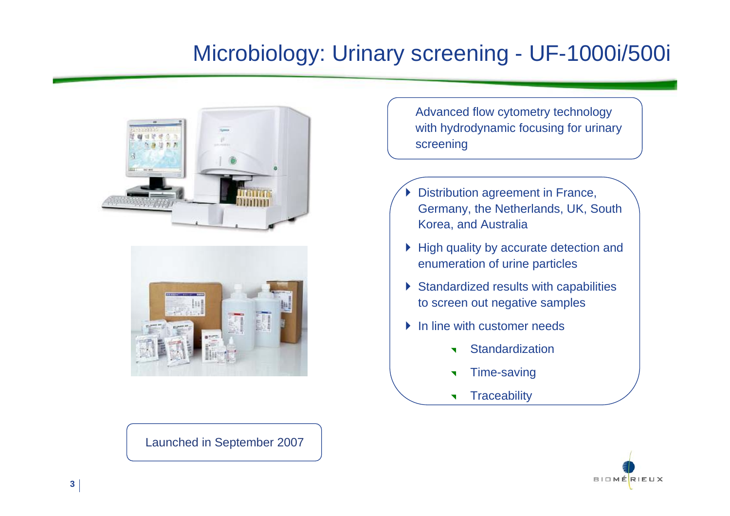# Microbiology: Urinary screening - UF-1000i/500i

Advanced flow cytometry technology with hydrodynamic focusing for urinary screening

- Distribution agreement in France, Germany, the Netherlands, UK, South Korea, and Australia
- High quality by accurate detection and enumeration of urine particles
- Standardized results with capabilities to screen out negative samples
- In line with customer needs
  - Standardization
  - Time-saving
  - Traceability

Launched in September 2007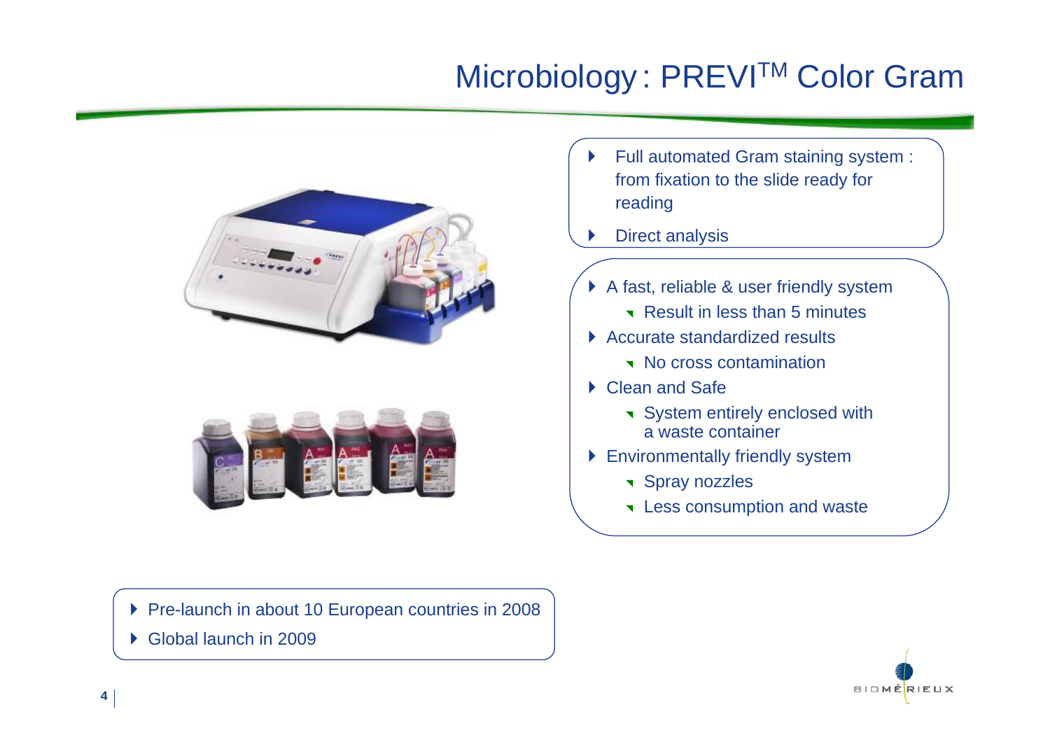# Microbiology : PREVI™ Color Gram

- Full automated Gram staining system : from fixation to the slide ready for reading
- Direct analysis

- A fast, reliable & user friendly system
  - Result in less than 5 minutes
- Accurate standardized results
  - No cross contamination
- Clean and Safe
  - System entirely enclosed with a waste container
- Environmentally friendly system
  - Spray nozzles
  - Less consumption and waste

- Pre-launch in about 10 European countries in 2008
- Global launch in 2009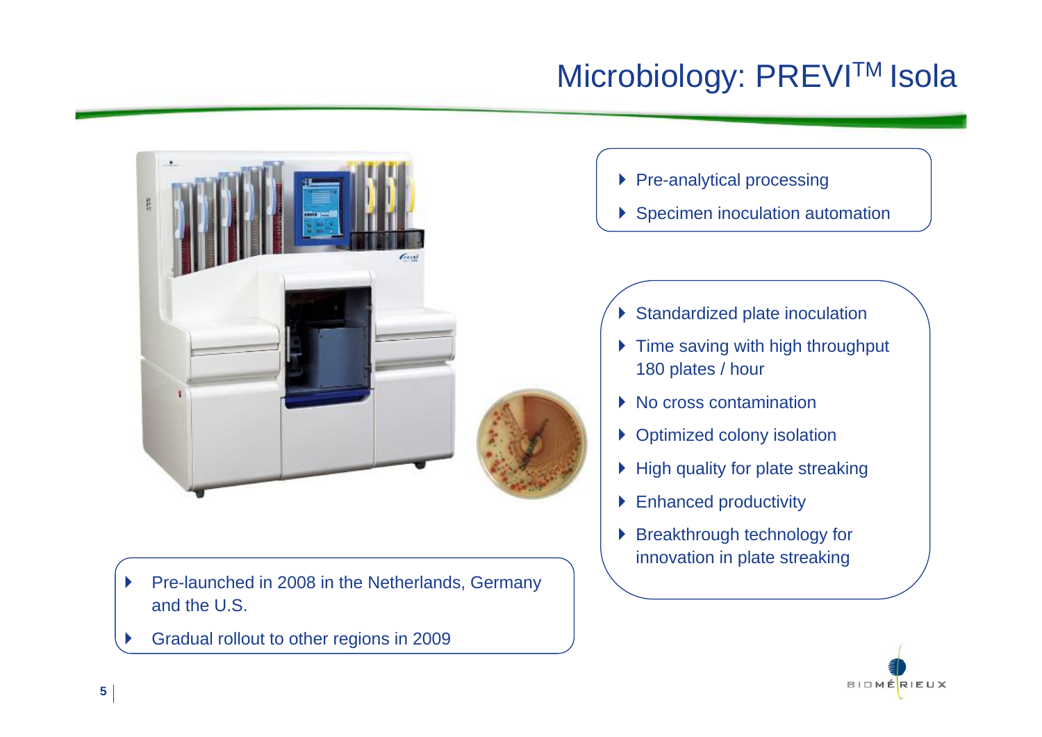# Microbiology: PREVI™ Isola

- Pre-analytical processing
- Specimen inoculation automation

- Standardized plate inoculation
- Time saving with high throughput 180 plates / hour
- No cross contamination
- Optimized colony isolation
- High quality for plate streaking
- Enhanced productivity
- Breakthrough technology for innovation in plate streaking

- Pre-launched in 2008 in the Netherlands, Germany and the U.S.
- Gradual rollout to other regions in 2009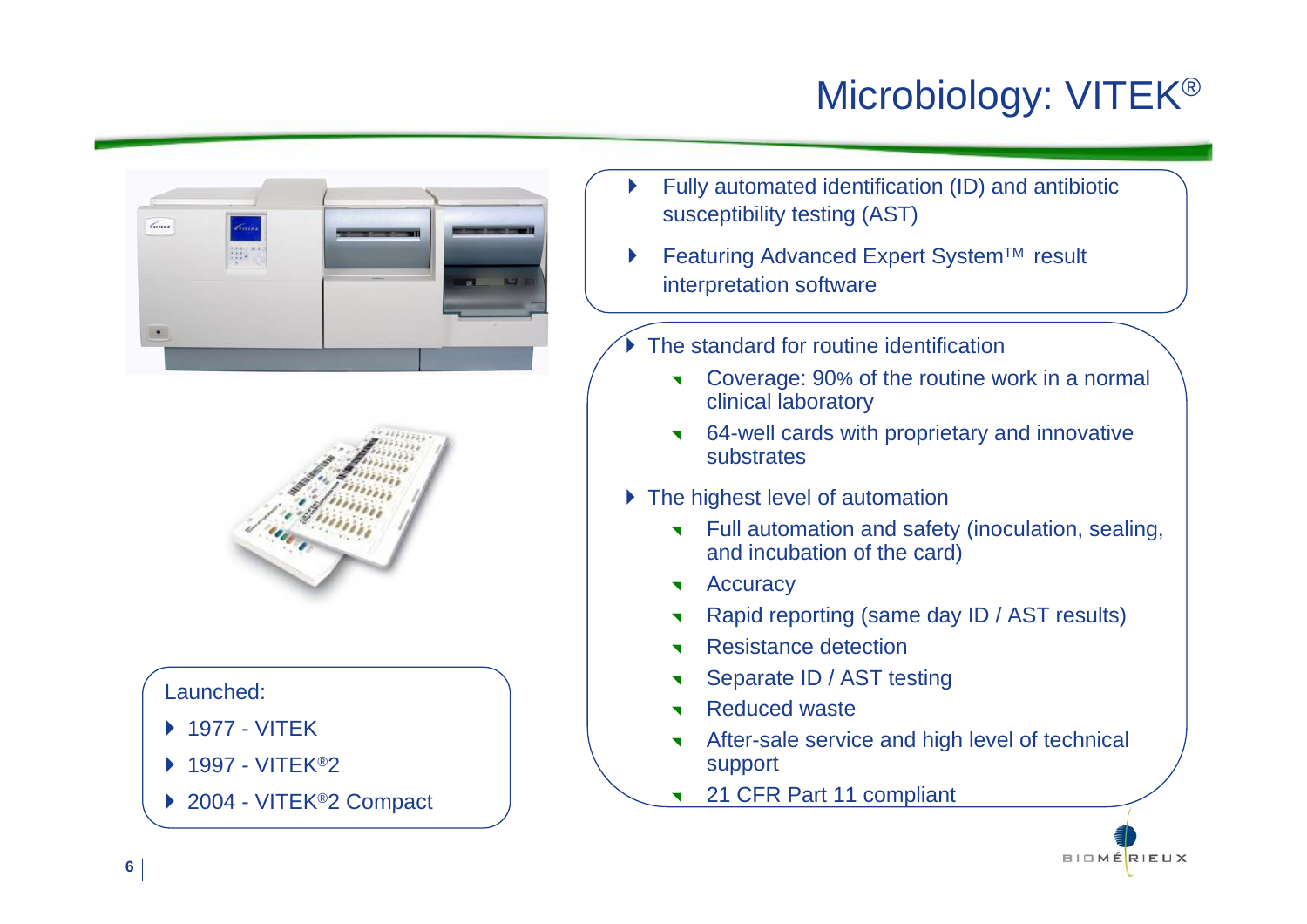# Microbiology: VITEK®

- Fully automated identification (ID) and antibiotic susceptibility testing (AST)
- Featuring Advanced Expert System™ result interpretation software

- The standard for routine identification
  - Coverage: 90% of the routine work in a normal clinical laboratory
  - 64-well cards with proprietary and innovative substrates
- The highest level of automation
  - Full automation and safety (inoculation, sealing, and incubation of the card)
  - Accuracy
  - Rapid reporting (same day ID / AST results)
  - Resistance detection
  - Separate ID / AST testing
  - Reduced waste
  - After-sale service and high level of technical support
  - 21 CFR Part 11 compliant

Launched:

- 1977 - VITEK
- 1997 - VITEK®2
- 2004 - VITEK®2 Compact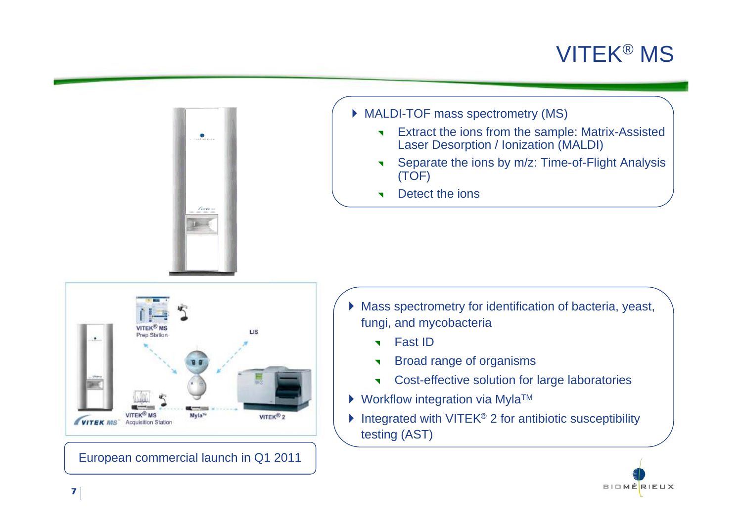# VITEK® MS

- MALDI-TOF mass spectrometry (MS)
  - Extract the ions from the sample: Matrix-Assisted Laser Desorption / Ionization (MALDI)
  - Separate the ions by m/z: Time-of-Flight Analysis (TOF)
  - Detect the ions

- Mass spectrometry for identification of bacteria, yeast, fungi, and mycobacteria
  - Fast ID
  - Broad range of organisms
  - Cost-effective solution for large laboratories
- Workflow integration via Myla™
- Integrated with VITEK® 2 for antibiotic susceptibility testing (AST)

European commercial launch in Q1 2011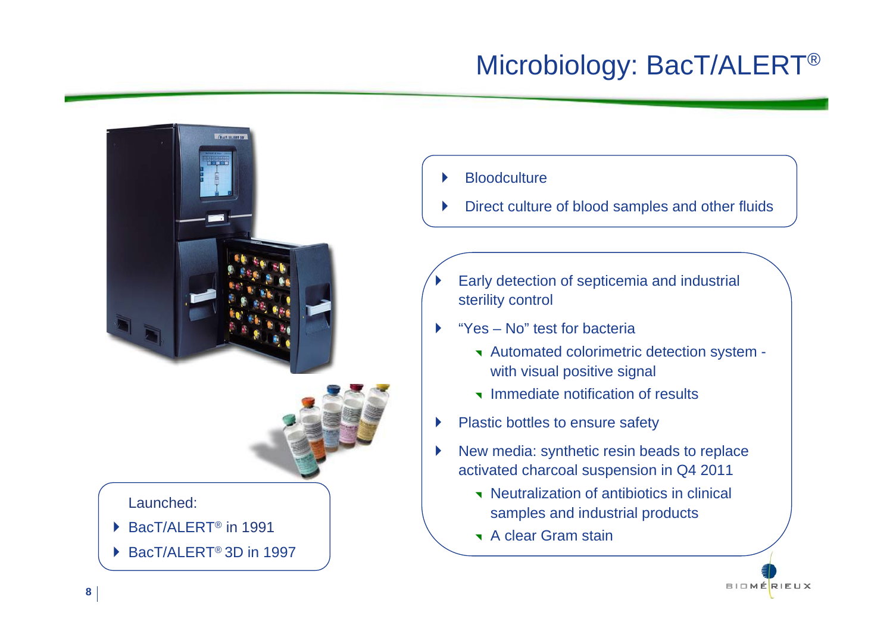# Microbiology: BacT/ALERT®

- Bloodculture
- Direct culture of blood samples and other fluids

- Early detection of septicemia and industrial sterility control
- "Yes – No" test for bacteria
  - Automated colorimetric detection system - with visual positive signal
  - Immediate notification of results
- Plastic bottles to ensure safety
- New media: synthetic resin beads to replace activated charcoal suspension in Q4 2011
  - Neutralization of antibiotics in clinical samples and industrial products
  - A clear Gram stain

Launched:

- BacT/ALERT® in 1991
- BacT/ALERT® 3D in 1997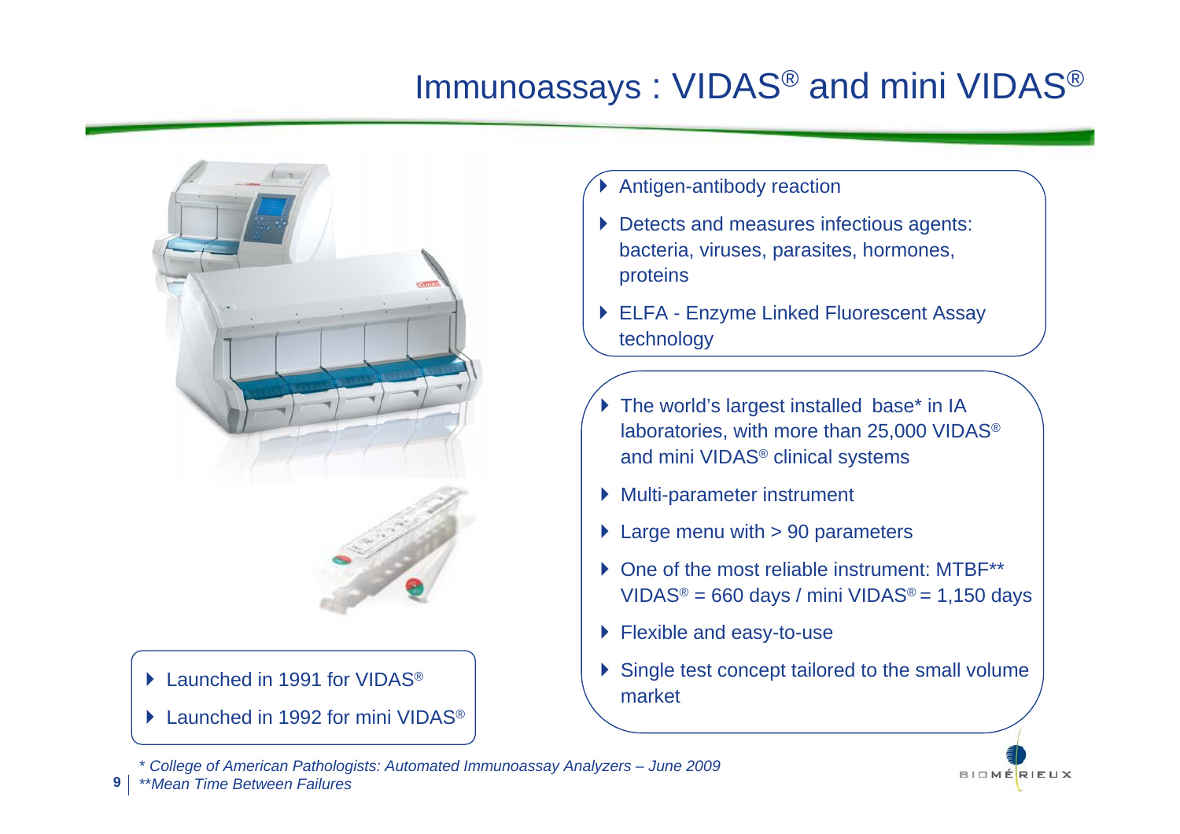# Immunoassays : VIDAS® and mini VIDAS®

- Antigen-antibody reaction
- Detects and measures infectious agents: bacteria, viruses, parasites, hormones, proteins
- ELFA - Enzyme Linked Fluorescent Assay technology

- The world's largest installed base* in IA laboratories, with more than 25,000 VIDAS® and mini VIDAS® clinical systems
- Multi-parameter instrument
- Large menu with > 90 parameters
- One of the most reliable instrument: MTBF** VIDAS® = 660 days / mini VIDAS® = 1,150 days
- Flexible and easy-to-use
- Single test concept tailored to the small volume market

- Launched in 1991 for VIDAS®
- Launched in 1992 for mini VIDAS®

*\* College of American Pathologists: Automated Immunoassay Analyzers – June 2009*

*\*\*Mean Time Between Failures*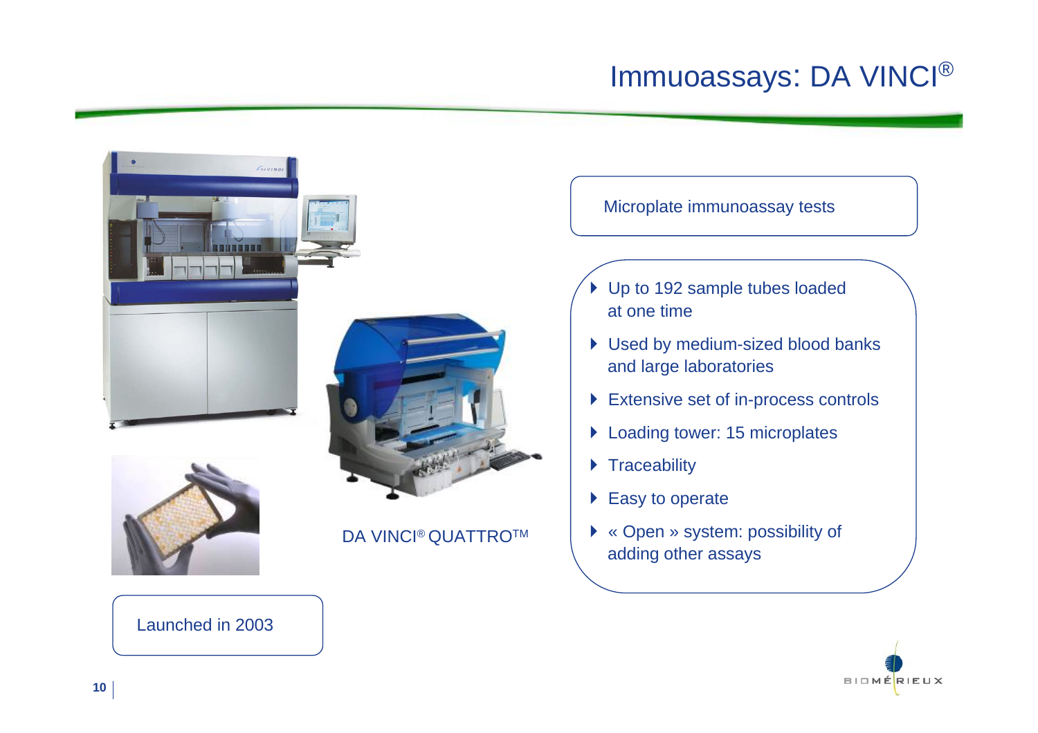# Immuoassays: DA VINCI®

Microplate immunoassay tests

- Up to 192 sample tubes loaded at one time
- Used by medium-sized blood banks and large laboratories
- Extensive set of in-process controls
- Loading tower: 15 microplates
- Traceability
- Easy to operate
- « Open » system: possibility of adding other assays

DA VINCI® QUATTRO™

Launched in 2003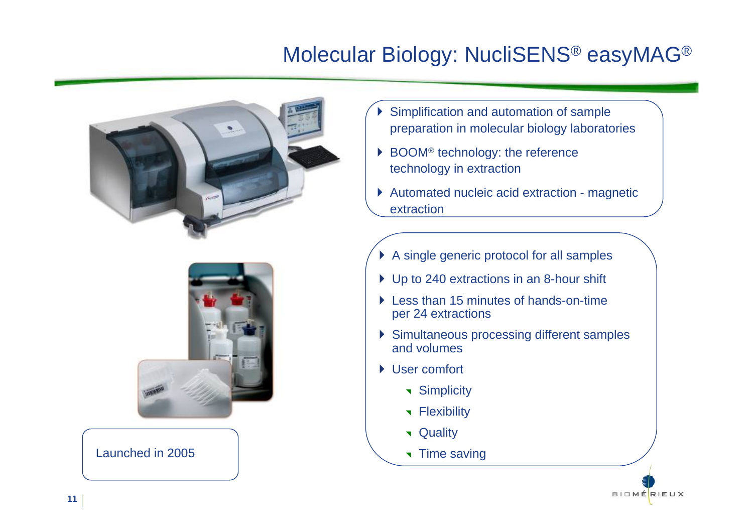# Molecular Biology: NucliSENS® easyMAG®

- Simplification and automation of sample preparation in molecular biology laboratories
- BOOM® technology: the reference technology in extraction
- Automated nucleic acid extraction - magnetic extraction

Launched in 2005

- A single generic protocol for all samples
- Up to 240 extractions in an 8-hour shift
- Less than 15 minutes of hands-on-time per 24 extractions
- Simultaneous processing different samples and volumes
- User comfort
  - Simplicity
  - Flexibility
  - Quality
  - Time saving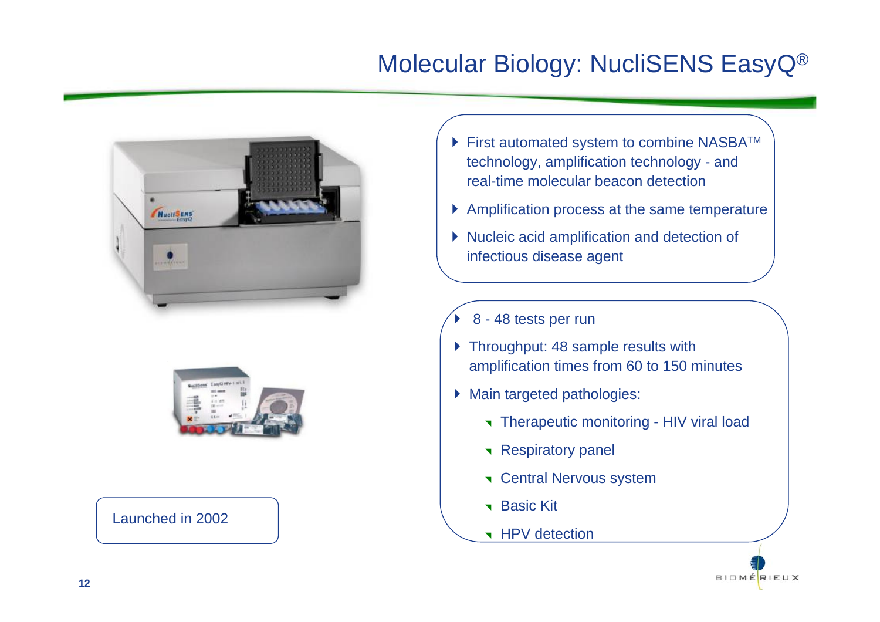# Molecular Biology: NucliSENS EasyQ®

- First automated system to combine NASBA™ technology, amplification technology - and real-time molecular beacon detection
- Amplification process at the same temperature
- Nucleic acid amplification and detection of infectious disease agent

- 8 - 48 tests per run
- Throughput: 48 sample results with amplification times from 60 to 150 minutes
- Main targeted pathologies:
  - Therapeutic monitoring - HIV viral load
  - Respiratory panel
  - Central Nervous system
  - Basic Kit
  - HPV detection

Launched in 2002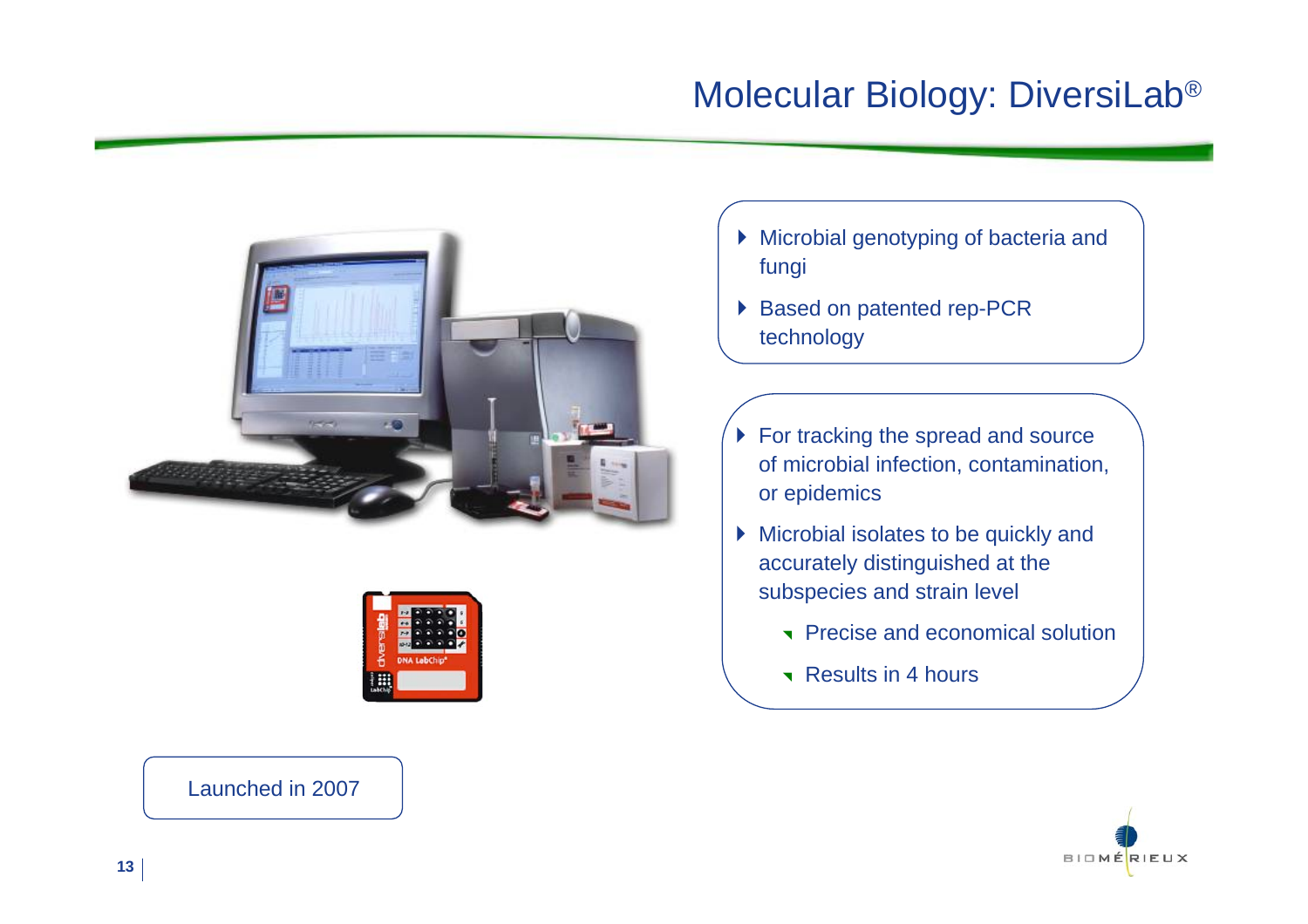# Molecular Biology: DiversiLab®

- Microbial genotyping of bacteria and fungi
- Based on patented rep-PCR technology

- For tracking the spread and source of microbial infection, contamination, or epidemics
- Microbial isolates to be quickly and accurately distinguished at the subspecies and strain level
  - Precise and economical solution
  - Results in 4 hours

Launched in 2007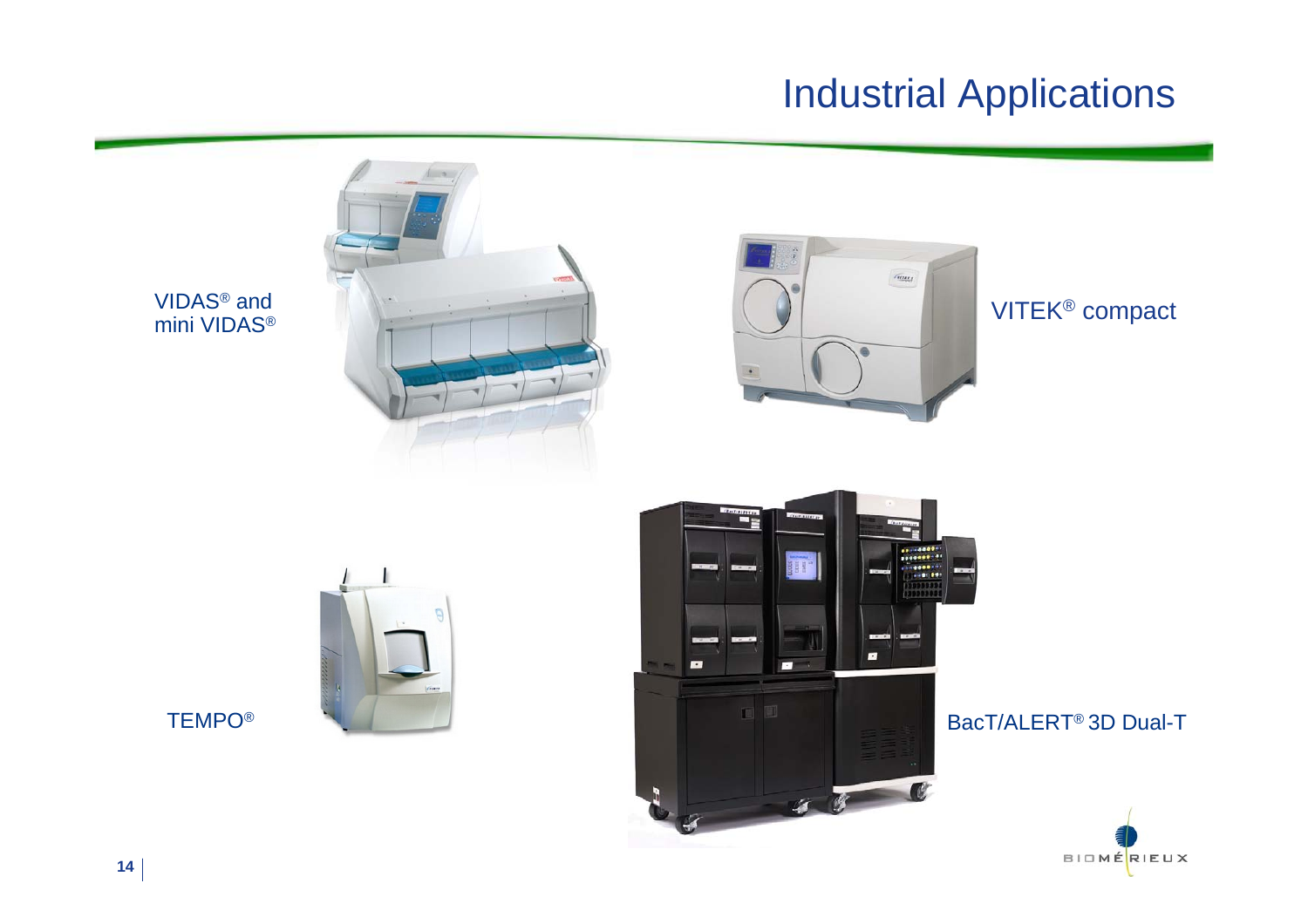# Industrial Applications

VIDAS® and mini VIDAS®

VITEK® compact

TEMPO®

BacT/ALERT® 3D Dual-T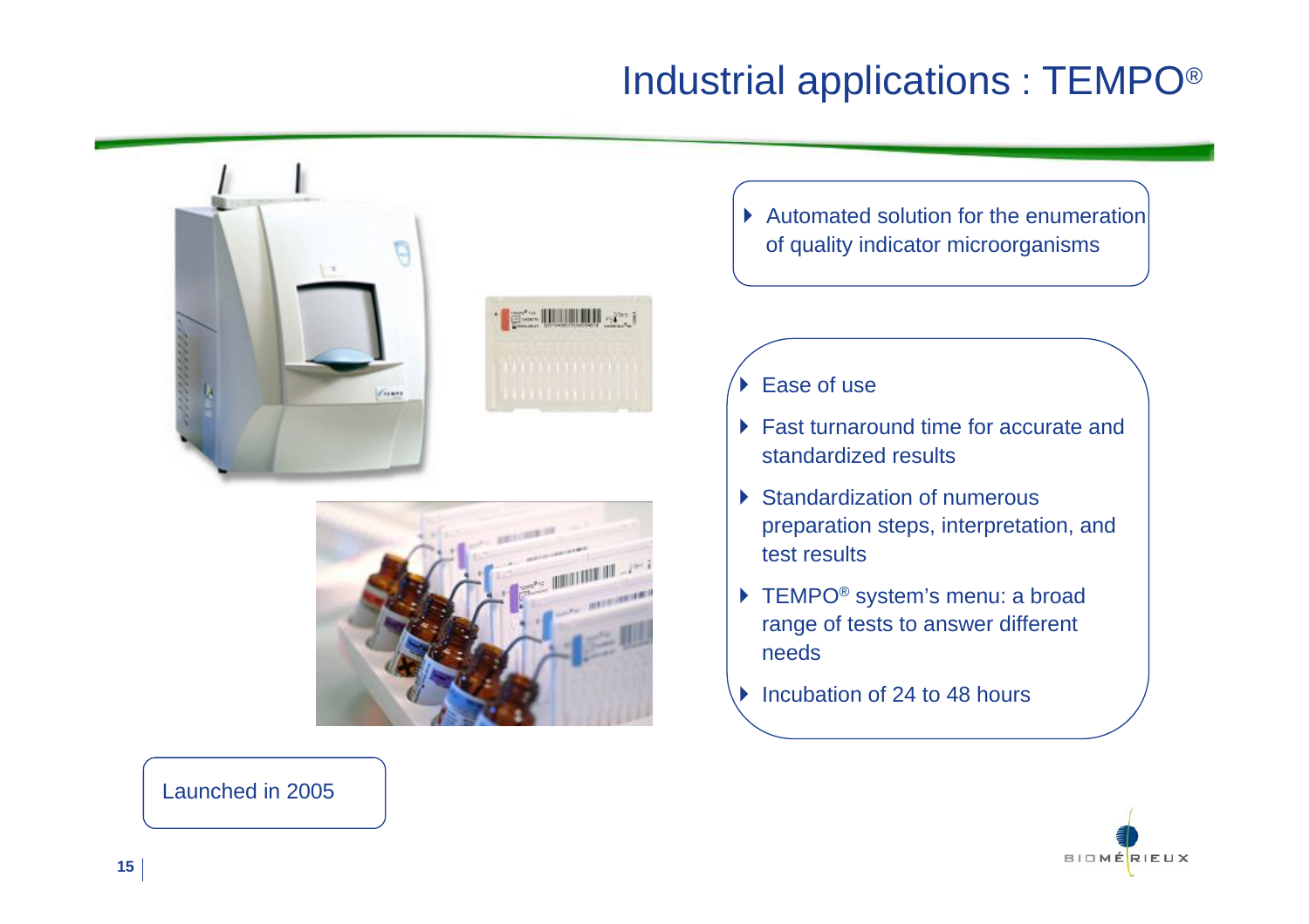# Industrial applications : TEMPO®

- Automated solution for the enumeration of quality indicator microorganisms

- Ease of use
- Fast turnaround time for accurate and standardized results
- Standardization of numerous preparation steps, interpretation, and test results
- TEMPO® system's menu: a broad range of tests to answer different needs
- Incubation of 24 to 48 hours

Launched in 2005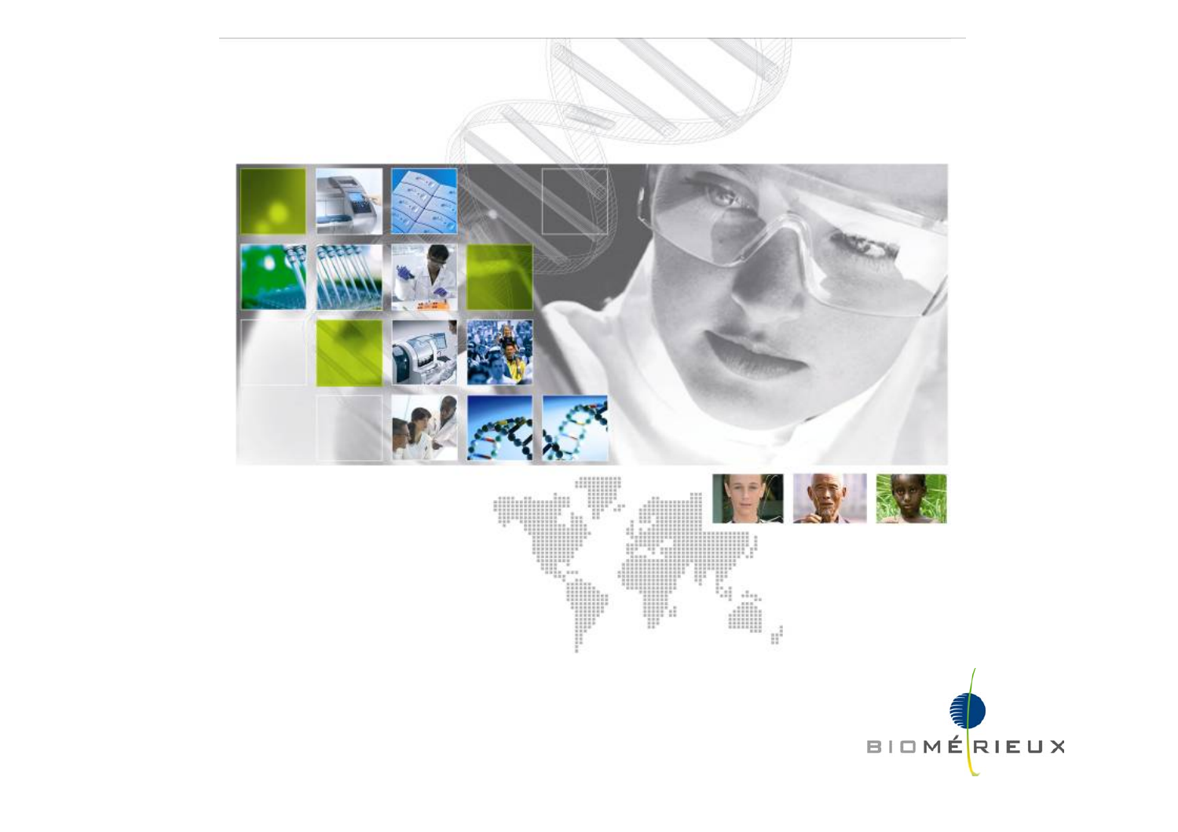BIOMÉRIEUX